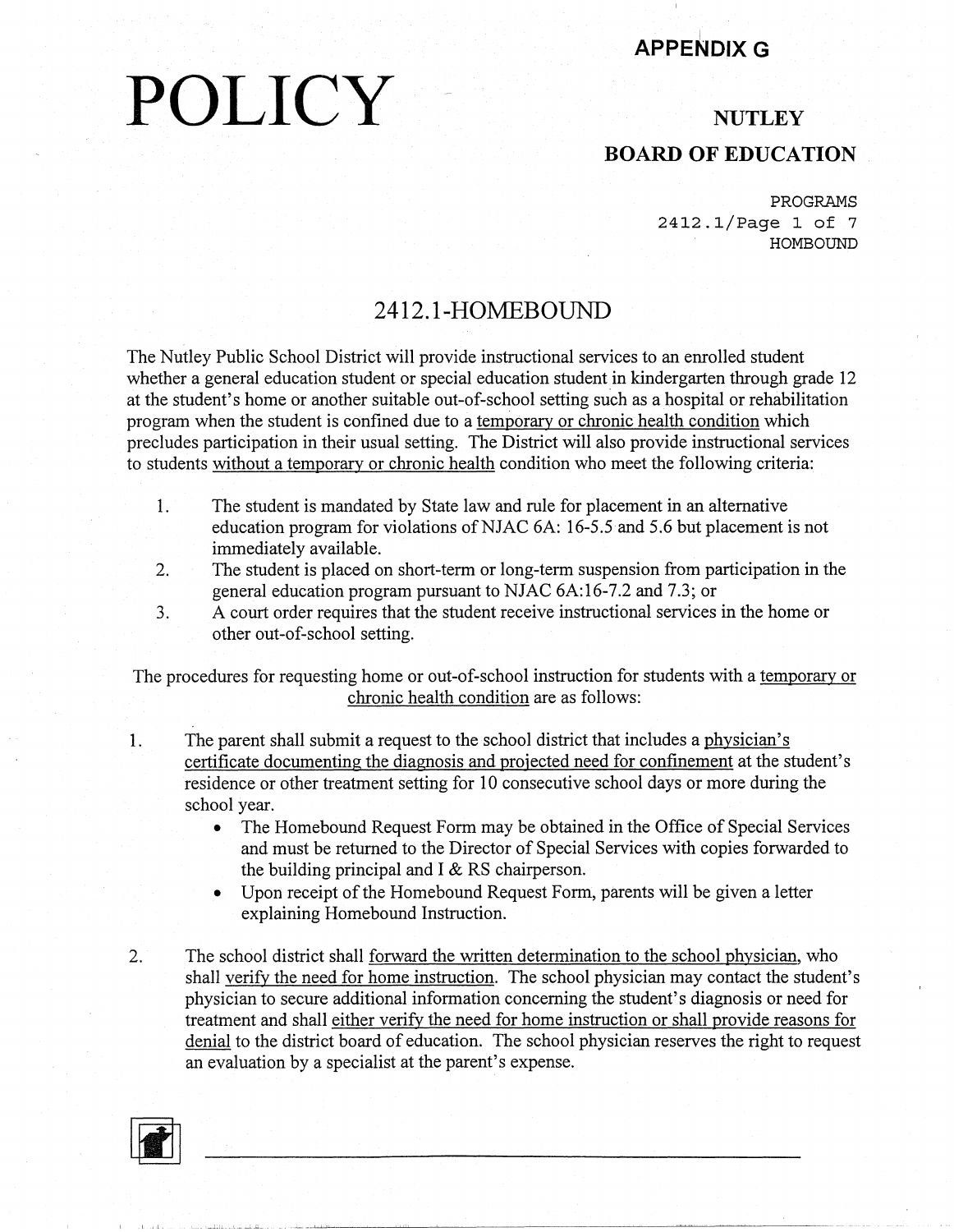**APPENDIX G**

# POLICY

**NUTLEY**

**BOARD OF EDUCATION**

PROGRAMS
2412.1
HOMBOUND

## 2412.1-HOMEBOUND

The Nutley Public School District will provide instructional services to an enrolled student whether a general education student or special education student in kindergarten through grade 12 at the student's home or another suitable out-of-school setting such as a hospital or rehabilitation program when the student is confined due to a temporary or chronic health condition which precludes participation in their usual setting. The District will also provide instructional services to students without a temporary or chronic health condition who meet the following criteria:

1. The student is mandated by State law and rule for placement in an alternative education program for violations of NJAC 6A: 16-5.5 and 5.6 but placement is not immediately available.
2. The student is placed on short-term or long-term suspension from participation in the general education program pursuant to NJAC 6A:16-7.2 and 7.3; or
3. A court order requires that the student receive instructional services in the home or other out-of-school setting.

The procedures for requesting home or out-of-school instruction for students with a temporary or chronic health condition are as follows:

1. The parent shall submit a request to the school district that includes a physician's certificate documenting the diagnosis and projected need for confinement at the student's residence or other treatment setting for 10 consecutive school days or more during the school year.
   - The Homebound Request Form may be obtained in the Office of Special Services and must be returned to the Director of Special Services with copies forwarded to the building principal and I & RS chairperson.
   - Upon receipt of the Homebound Request Form, parents will be given a letter explaining Homebound Instruction.
2. The school district shall forward the written determination to the school physician, who shall verify the need for home instruction. The school physician may contact the student's physician to secure additional information concerning the student's diagnosis or need for treatment and shall either verify the need for home instruction or shall provide reasons for denial to the district board of education. The school physician reserves the right to request an evaluation by a specialist at the parent's expense.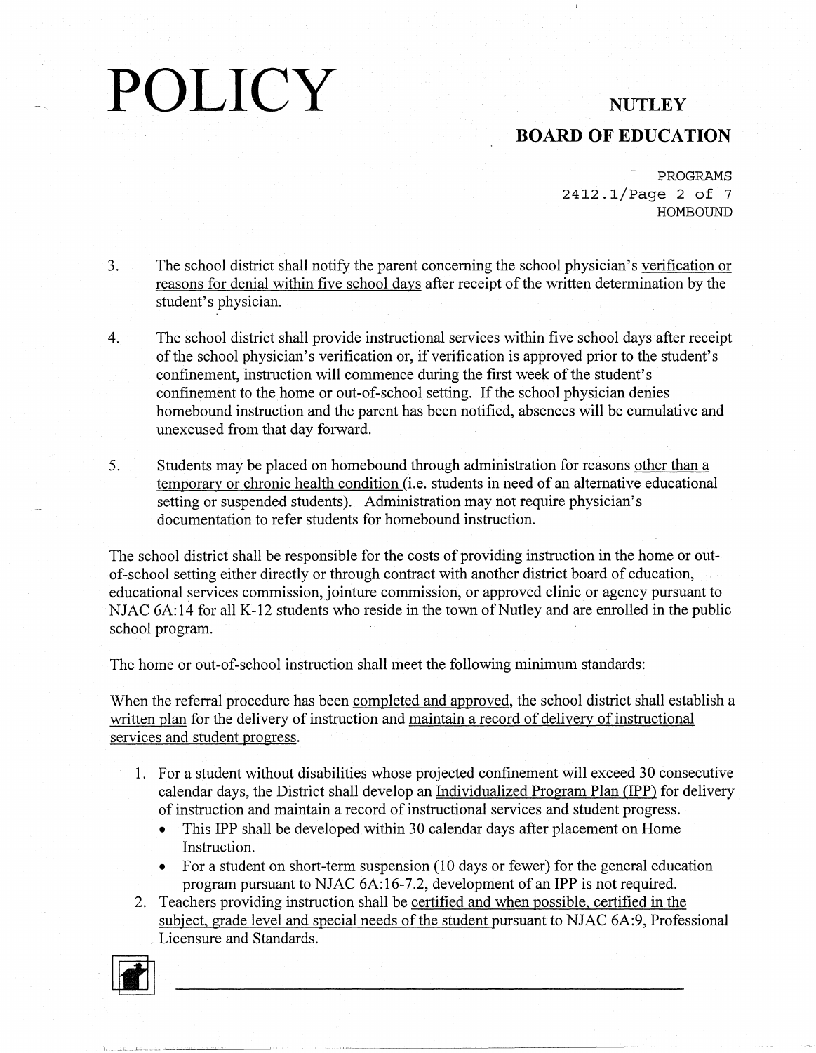3. The school district shall notify the parent concerning the school physician's verification or reasons for denial within five school days after receipt of the written determination by the student's physician.

4. The school district shall provide instructional services within five school days after receipt of the school physician's verification or, if verification is approved prior to the student's confinement, instruction will commence during the first week of the student's confinement to the home or out-of-school setting. If the school physician denies homebound instruction and the parent has been notified, absences will be cumulative and unexcused from that day forward.

5. Students may be placed on homebound through administration for reasons other than a temporary or chronic health condition (i.e. students in need of an alternative educational setting or suspended students). Administration may not require physician's documentation to refer students for homebound instruction.

The school district shall be responsible for the costs of providing instruction in the home or out-of-school setting either directly or through contract with another district board of education, educational services commission, jointure commission, or approved clinic or agency pursuant to NJAC 6A:14 for all K-12 students who reside in the town of Nutley and are enrolled in the public school program.

The home or out-of-school instruction shall meet the following minimum standards:

When the referral procedure has been completed and approved, the school district shall establish a written plan for the delivery of instruction and maintain a record of delivery of instructional services and student progress.

1. For a student without disabilities whose projected confinement will exceed 30 consecutive calendar days, the District shall develop an Individualized Program Plan (IPP) for delivery of instruction and maintain a record of instructional services and student progress.
   - This IPP shall be developed within 30 calendar days after placement on Home Instruction.
   - For a student on short-term suspension (10 days or fewer) for the general education program pursuant to NJAC 6A:16-7.2, development of an IPP is not required.
2. Teachers providing instruction shall be certified and when possible, certified in the subject, grade level and special needs of the student pursuant to NJAC 6A:9, Professional Licensure and Standards.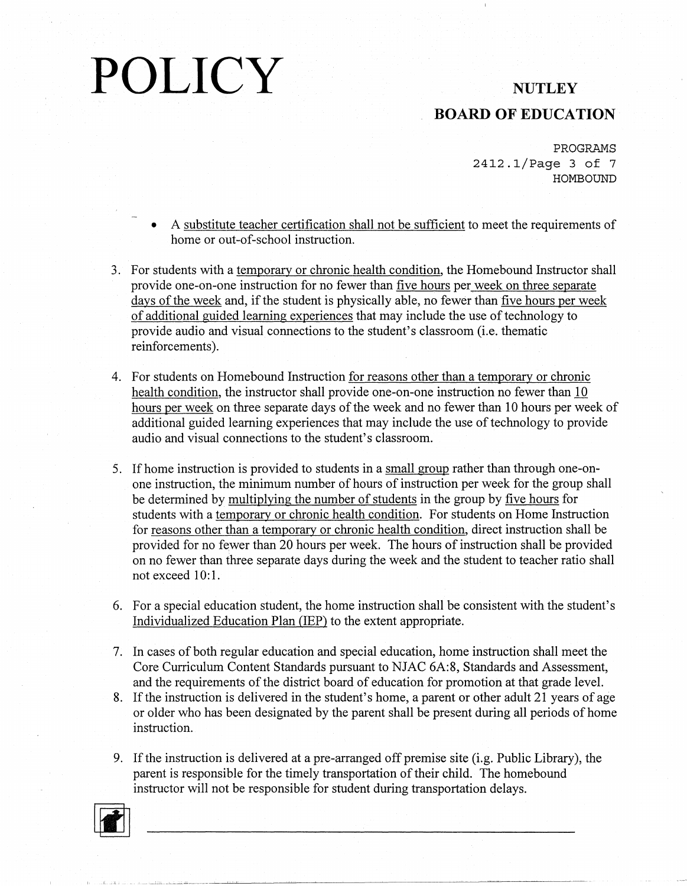- A substitute teacher certification shall not be sufficient to meet the requirements of home or out-of-school instruction.

3. For students with a temporary or chronic health condition, the Homebound Instructor shall provide one-on-one instruction for no fewer than five hours per week on three separate days of the week and, if the student is physically able, no fewer than five hours per week of additional guided learning experiences that may include the use of technology to provide audio and visual connections to the student's classroom (i.e. thematic reinforcements).

4. For students on Homebound Instruction for reasons other than a temporary or chronic health condition, the instructor shall provide one-on-one instruction no fewer than 10 hours per week on three separate days of the week and no fewer than 10 hours per week of additional guided learning experiences that may include the use of technology to provide audio and visual connections to the student's classroom.

5. If home instruction is provided to students in a small group rather than through one-on-one instruction, the minimum number of hours of instruction per week for the group shall be determined by multiplying the number of students in the group by five hours for students with a temporary or chronic health condition. For students on Home Instruction for reasons other than a temporary or chronic health condition, direct instruction shall be provided for no fewer than 20 hours per week. The hours of instruction shall be provided on no fewer than three separate days during the week and the student to teacher ratio shall not exceed 10:1.

6. For a special education student, the home instruction shall be consistent with the student's Individualized Education Plan (IEP) to the extent appropriate.

7. In cases of both regular education and special education, home instruction shall meet the Core Curriculum Content Standards pursuant to NJAC 6A:8, Standards and Assessment, and the requirements of the district board of education for promotion at that grade level.

8. If the instruction is delivered in the student's home, a parent or other adult 21 years of age or older who has been designated by the parent shall be present during all periods of home instruction.

9. If the instruction is delivered at a pre-arranged off premise site (i.g. Public Library), the parent is responsible for the timely transportation of their child. The homebound instructor will not be responsible for student during transportation delays.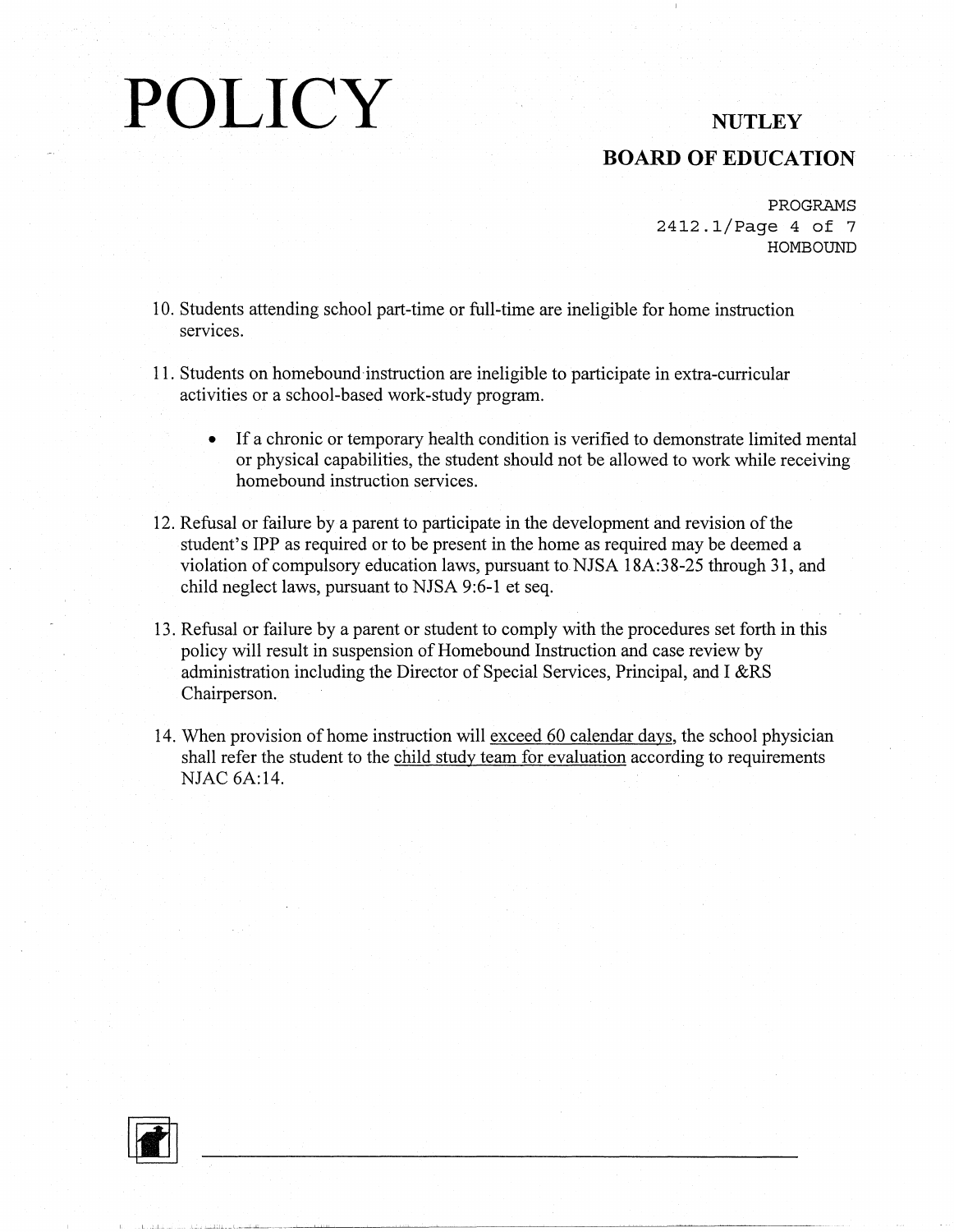10. Students attending school part-time or full-time are ineligible for home instruction services.

11. Students on homebound instruction are ineligible to participate in extra-curricular activities or a school-based work-study program.

    - If a chronic or temporary health condition is verified to demonstrate limited mental or physical capabilities, the student should not be allowed to work while receiving homebound instruction services.

12. Refusal or failure by a parent to participate in the development and revision of the student's IPP as required or to be present in the home as required may be deemed a violation of compulsory education laws, pursuant to NJSA 18A:38-25 through 31, and child neglect laws, pursuant to NJSA 9:6-1 et seq.

13. Refusal or failure by a parent or student to comply with the procedures set forth in this policy will result in suspension of Homebound Instruction and case review by administration including the Director of Special Services, Principal, and I &RS Chairperson.

14. When provision of home instruction will <u>exceed 60 calendar days</u>, the school physician shall refer the student to the <u>child study team for evaluation</u> according to requirements NJAC 6A:14.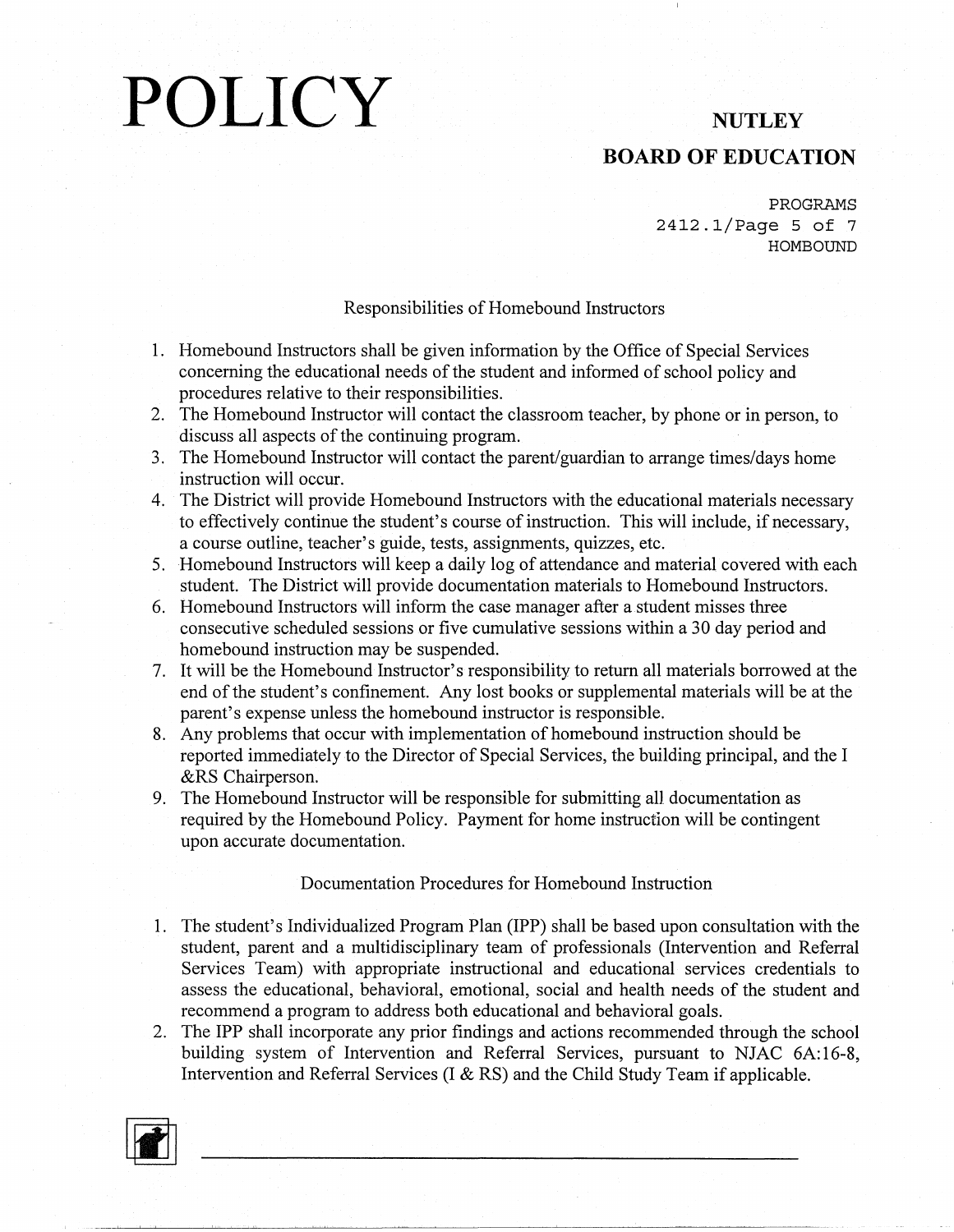### Responsibilities of Homebound Instructors

1. Homebound Instructors shall be given information by the Office of Special Services concerning the educational needs of the student and informed of school policy and procedures relative to their responsibilities.
2. The Homebound Instructor will contact the classroom teacher, by phone or in person, to discuss all aspects of the continuing program.
3. The Homebound Instructor will contact the parent/guardian to arrange times/days home instruction will occur.
4. The District will provide Homebound Instructors with the educational materials necessary to effectively continue the student's course of instruction. This will include, if necessary, a course outline, teacher's guide, tests, assignments, quizzes, etc.
5. Homebound Instructors will keep a daily log of attendance and material covered with each student. The District will provide documentation materials to Homebound Instructors.
6. Homebound Instructors will inform the case manager after a student misses three consecutive scheduled sessions or five cumulative sessions within a 30 day period and homebound instruction may be suspended.
7. It will be the Homebound Instructor's responsibility to return all materials borrowed at the end of the student's confinement. Any lost books or supplemental materials will be at the parent's expense unless the homebound instructor is responsible.
8. Any problems that occur with implementation of homebound instruction should be reported immediately to the Director of Special Services, the building principal, and the I &RS Chairperson.
9. The Homebound Instructor will be responsible for submitting all documentation as required by the Homebound Policy. Payment for home instruction will be contingent upon accurate documentation.

### Documentation Procedures for Homebound Instruction

1. The student's Individualized Program Plan (IPP) shall be based upon consultation with the student, parent and a multidisciplinary team of professionals (Intervention and Referral Services Team) with appropriate instructional and educational services credentials to assess the educational, behavioral, emotional, social and health needs of the student and recommend a program to address both educational and behavioral goals.
2. The IPP shall incorporate any prior findings and actions recommended through the school building system of Intervention and Referral Services, pursuant to NJAC 6A:16-8, Intervention and Referral Services (I & RS) and the Child Study Team if applicable.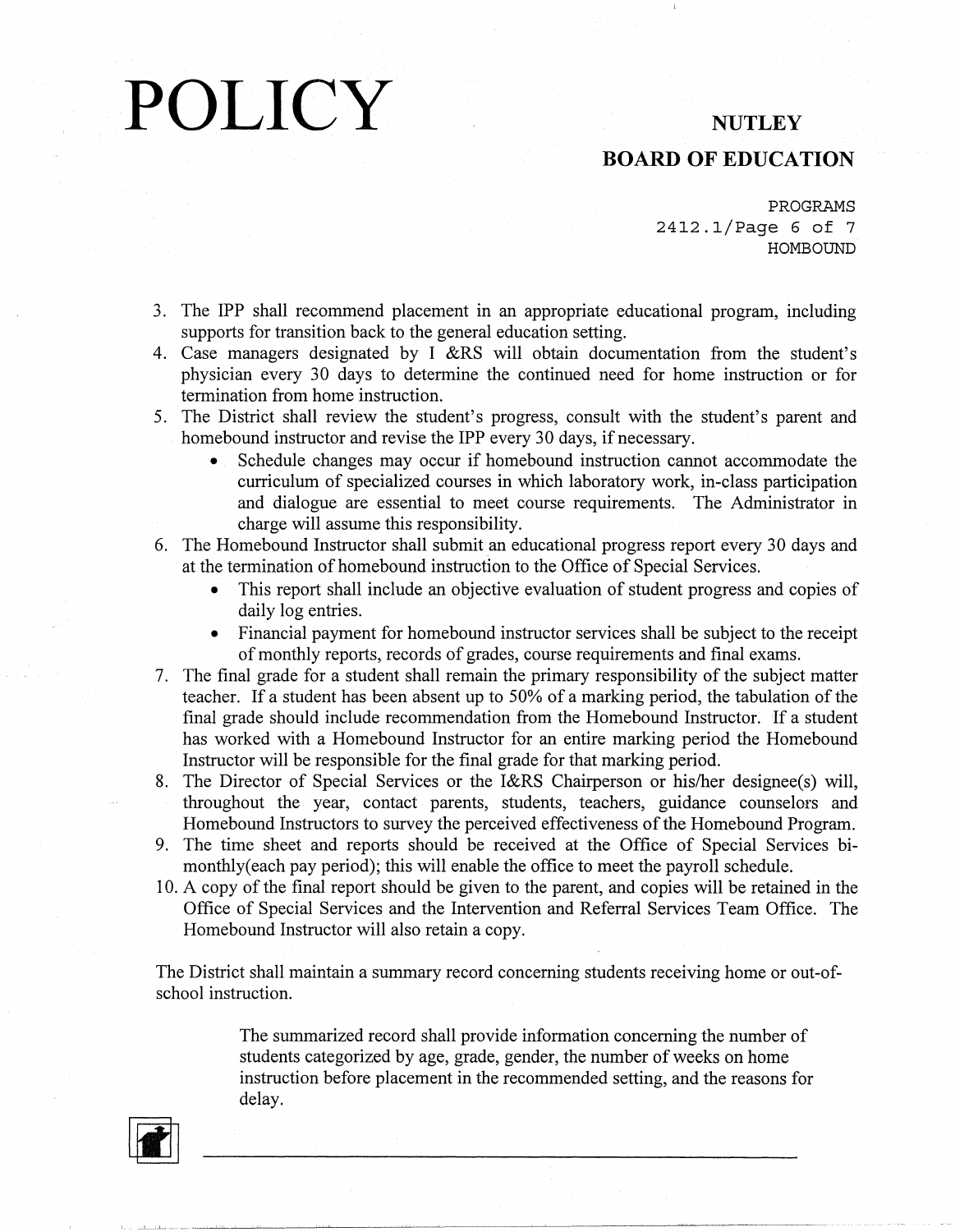3. The IPP shall recommend placement in an appropriate educational program, including supports for transition back to the general education setting.
4. Case managers designated by I &RS will obtain documentation from the student's physician every 30 days to determine the continued need for home instruction or for termination from home instruction.
5. The District shall review the student's progress, consult with the student's parent and homebound instructor and revise the IPP every 30 days, if necessary.
   - Schedule changes may occur if homebound instruction cannot accommodate the curriculum of specialized courses in which laboratory work, in-class participation and dialogue are essential to meet course requirements. The Administrator in charge will assume this responsibility.
6. The Homebound Instructor shall submit an educational progress report every 30 days and at the termination of homebound instruction to the Office of Special Services.
   - This report shall include an objective evaluation of student progress and copies of daily log entries.
   - Financial payment for homebound instructor services shall be subject to the receipt of monthly reports, records of grades, course requirements and final exams.
7. The final grade for a student shall remain the primary responsibility of the subject matter teacher. If a student has been absent up to 50% of a marking period, the tabulation of the final grade should include recommendation from the Homebound Instructor. If a student has worked with a Homebound Instructor for an entire marking period the Homebound Instructor will be responsible for the final grade for that marking period.
8. The Director of Special Services or the I&RS Chairperson or his/her designee(s) will, throughout the year, contact parents, students, teachers, guidance counselors and Homebound Instructors to survey the perceived effectiveness of the Homebound Program.
9. The time sheet and reports should be received at the Office of Special Services bi-monthly(each pay period); this will enable the office to meet the payroll schedule.
10. A copy of the final report should be given to the parent, and copies will be retained in the Office of Special Services and the Intervention and Referral Services Team Office. The Homebound Instructor will also retain a copy.

The District shall maintain a summary record concerning students receiving home or out-of-school instruction.

> The summarized record shall provide information concerning the number of students categorized by age, grade, gender, the number of weeks on home instruction before placement in the recommended setting, and the reasons for delay.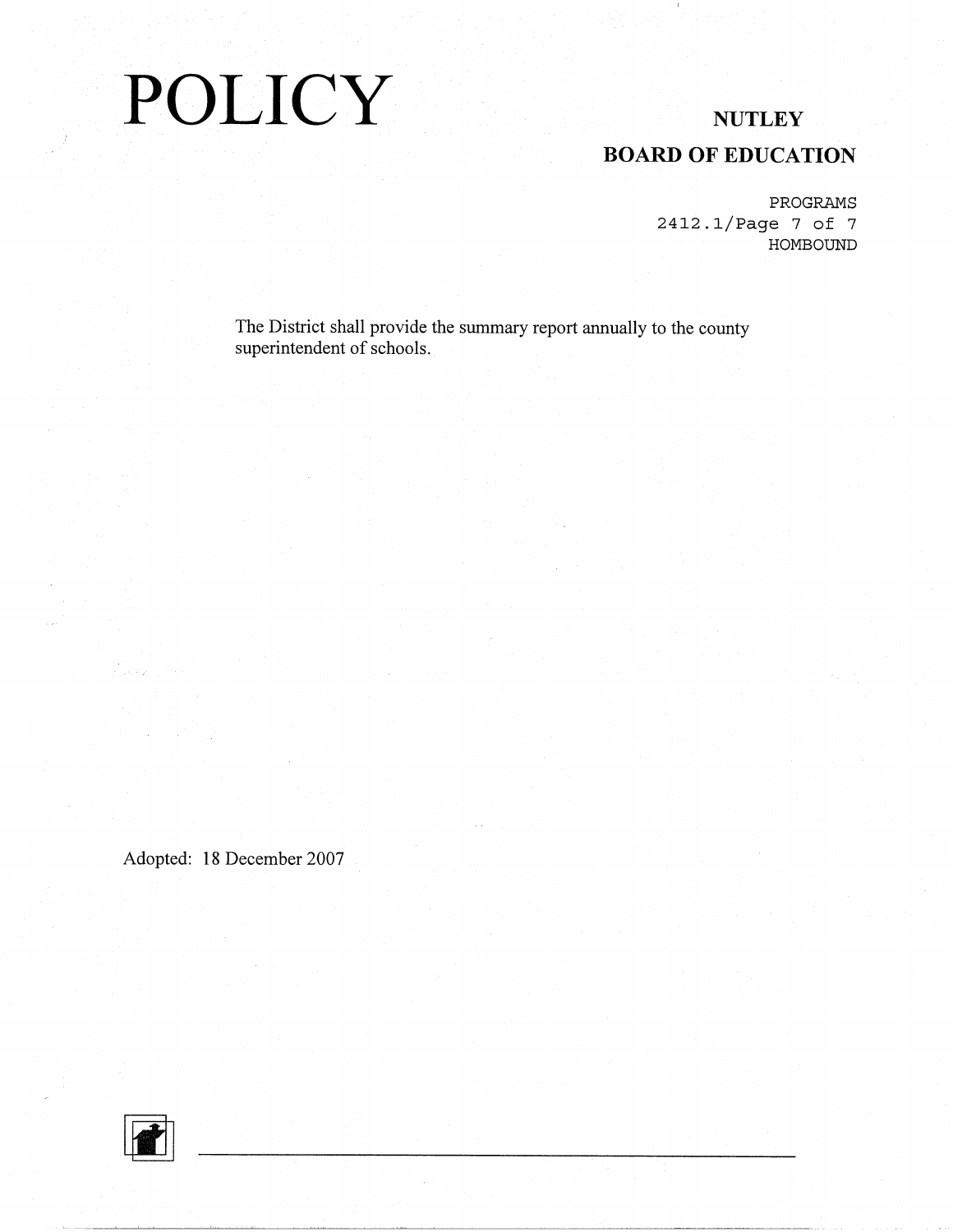The District shall provide the summary report annually to the county superintendent of schools.

Adopted: 18 December 2007